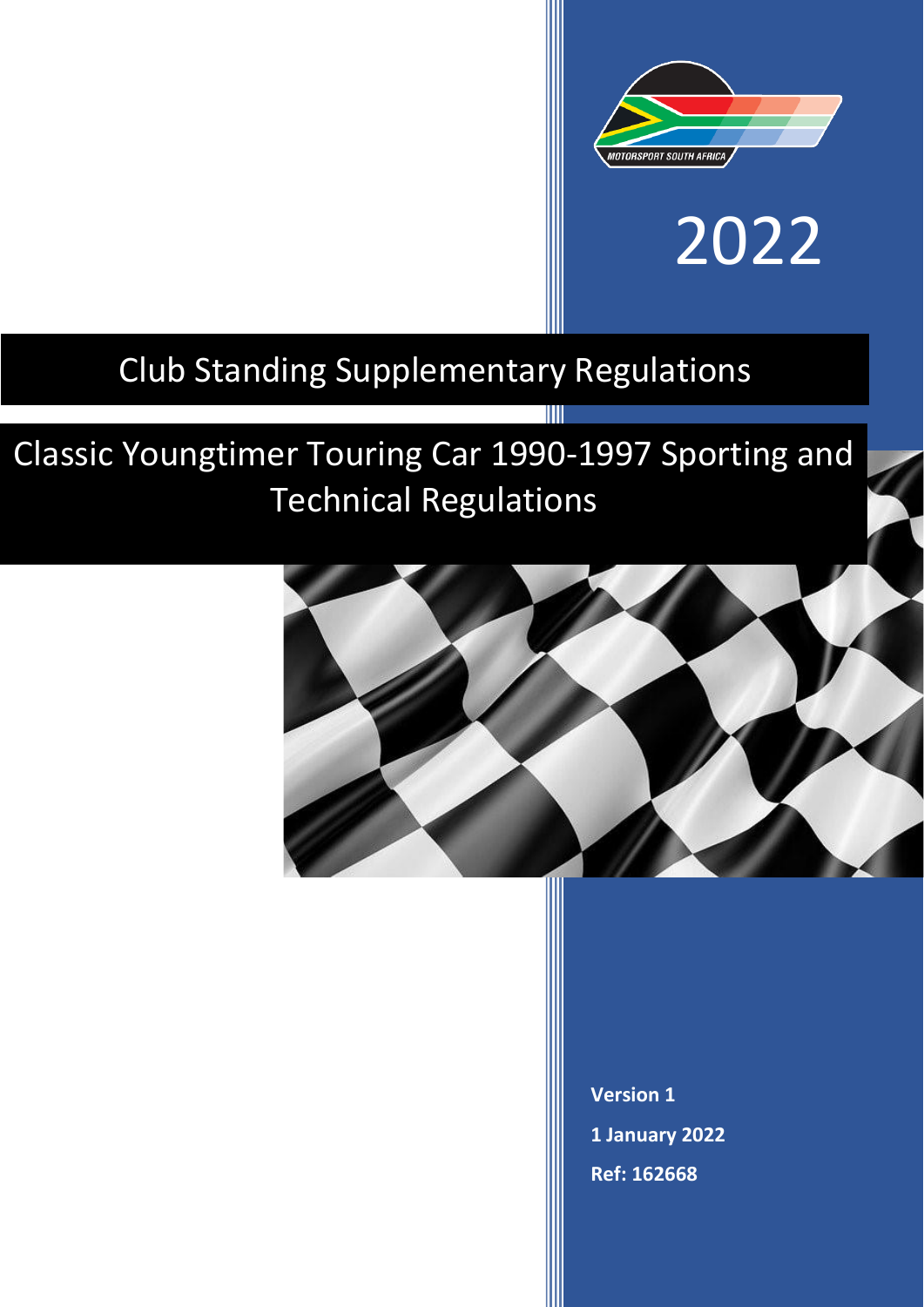MOTORSPORT SOUTH AFRICA

2022

# Club Standing Supplementary Regulations

# Classic Youngtimer Touring Car 1990-1997 Sporting and Technical Regulations

**Version 1**

**1 January 2022**

**Ref: 162668**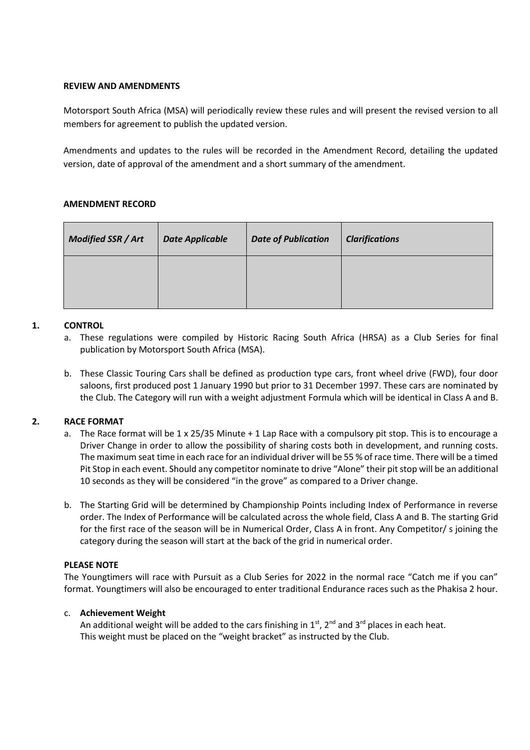**REVIEW AND AMENDMENTS**

Motorsport South Africa (MSA) will periodically review these rules and will present the revised version to all members for agreement to publish the updated version.

Amendments and updates to the rules will be recorded in the Amendment Record, detailing the updated version, date of approval of the amendment and a short summary of the amendment.

**AMENDMENT RECORD**

| *Modified SSR / Art* | *Date Applicable* | *Date of Publication* | *Clarifications* |
|---|---|---|---|
| | | | |

## 1. CONTROL

a. These regulations were compiled by Historic Racing South Africa (HRSA) as a Club Series for final publication by Motorsport South Africa (MSA).

b. These Classic Touring Cars shall be defined as production type cars, front wheel drive (FWD), four door saloons, first produced post 1 January 1990 but prior to 31 December 1997. These cars are nominated by the Club. The Category will run with a weight adjustment Formula which will be identical in Class A and B.

## 2. RACE FORMAT

a. The Race format will be 1 x 25/35 Minute + 1 Lap Race with a compulsory pit stop. This is to encourage a Driver Change in order to allow the possibility of sharing costs both in development, and running costs. The maximum seat time in each race for an individual driver will be 55 % of race time. There will be a timed Pit Stop in each event. Should any competitor nominate to drive "Alone" their pit stop will be an additional 10 seconds as they will be considered "in the grove" as compared to a Driver change.

b. The Starting Grid will be determined by Championship Points including Index of Performance in reverse order. The Index of Performance will be calculated across the whole field, Class A and B. The starting Grid for the first race of the season will be in Numerical Order, Class A in front. Any Competitor/ s joining the category during the season will start at the back of the grid in numerical order.

**PLEASE NOTE**

The Youngtimers will race with Pursuit as a Club Series for 2022 in the normal race "Catch me if you can" format. Youngtimers will also be encouraged to enter traditional Endurance races such as the Phakisa 2 hour.

c. **Achievement Weight**

An additional weight will be added to the cars finishing in 1st, 2nd and 3rd places in each heat.
This weight must be placed on the "weight bracket" as instructed by the Club.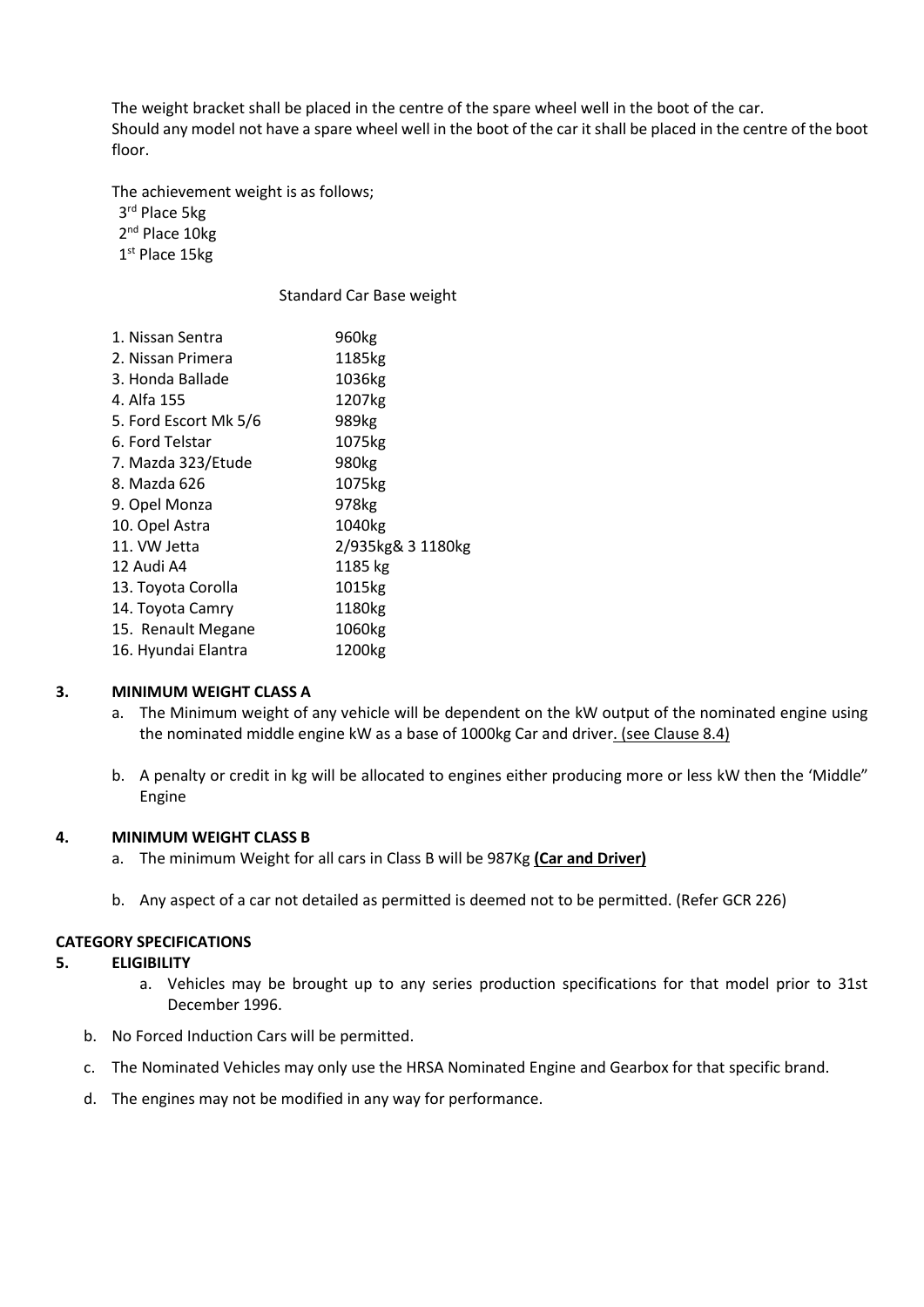The weight bracket shall be placed in the centre of the spare wheel well in the boot of the car.
Should any model not have a spare wheel well in the boot of the car it shall be placed in the centre of the boot floor.

The achievement weight is as follows;
3rd Place 5kg
2nd Place 10kg
1st Place 15kg

Standard Car Base weight

| | |
|---|---|
| 1. Nissan Sentra | 960kg |
| 2. Nissan Primera | 1185kg |
| 3. Honda Ballade | 1036kg |
| 4. Alfa 155 | 1207kg |
| 5. Ford Escort Mk 5/6 | 989kg |
| 6. Ford Telstar | 1075kg |
| 7. Mazda 323/Etude | 980kg |
| 8. Mazda 626 | 1075kg |
| 9. Opel Monza | 978kg |
| 10. Opel Astra | 1040kg |
| 11. VW Jetta | 2/935kg& 3 1180kg |
| 12 Audi A4 | 1185 kg |
| 13. Toyota Corolla | 1015kg |
| 14. Toyota Camry | 1180kg |
| 15. Renault Megane | 1060kg |
| 16. Hyundai Elantra | 1200kg |

**3. MINIMUM WEIGHT CLASS A**

a. The Minimum weight of any vehicle will be dependent on the kW output of the nominated engine using the nominated middle engine kW as a base of 1000kg Car and driver. (see Clause 8.4)

b. A penalty or credit in kg will be allocated to engines either producing more or less kW then the 'Middle" Engine

**4. MINIMUM WEIGHT CLASS B**

a. The minimum Weight for all cars in Class B will be 987Kg **(Car and Driver)**

b. Any aspect of a car not detailed as permitted is deemed not to be permitted. (Refer GCR 226)

**CATEGORY SPECIFICATIONS**

**5. ELIGIBILITY**

a. Vehicles may be brought up to any series production specifications for that model prior to 31st December 1996.

b. No Forced Induction Cars will be permitted.

c. The Nominated Vehicles may only use the HRSA Nominated Engine and Gearbox for that specific brand.

d. The engines may not be modified in any way for performance.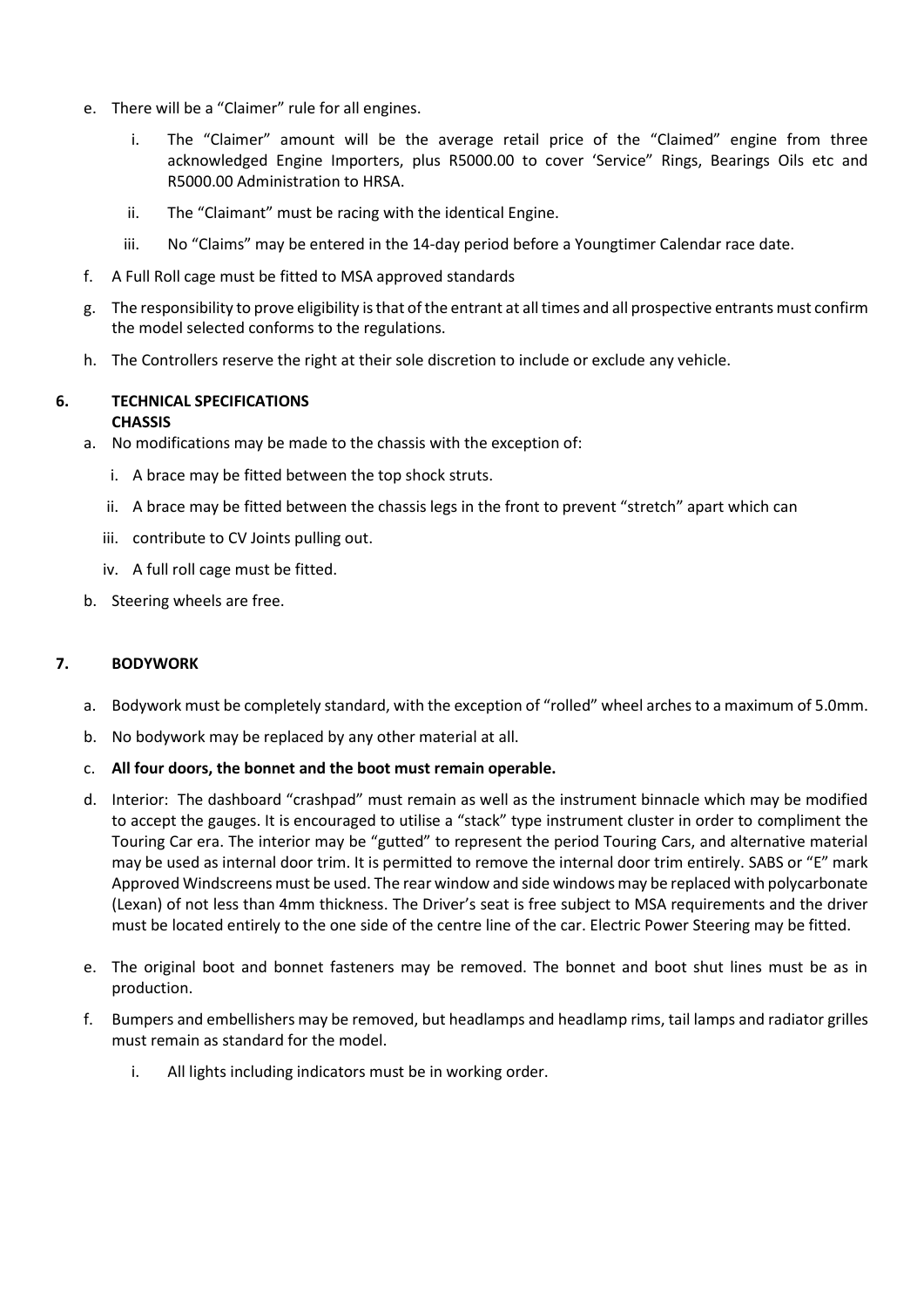e. There will be a "Claimer" rule for all engines.

   i. The "Claimer" amount will be the average retail price of the "Claimed" engine from three acknowledged Engine Importers, plus R5000.00 to cover 'Service" Rings, Bearings Oils etc and R5000.00 Administration to HRSA.

   ii. The "Claimant" must be racing with the identical Engine.

   iii. No "Claims" may be entered in the 14-day period before a Youngtimer Calendar race date.

f. A Full Roll cage must be fitted to MSA approved standards

g. The responsibility to prove eligibility is that of the entrant at all times and all prospective entrants must confirm the model selected conforms to the regulations.

h. The Controllers reserve the right at their sole discretion to include or exclude any vehicle.

## 6. TECHNICAL SPECIFICATIONS

**CHASSIS**

a. No modifications may be made to the chassis with the exception of:

   i. A brace may be fitted between the top shock struts.

   ii. A brace may be fitted between the chassis legs in the front to prevent "stretch" apart which can

   iii. contribute to CV Joints pulling out.

   iv. A full roll cage must be fitted.

b. Steering wheels are free.

## 7. BODYWORK

a. Bodywork must be completely standard, with the exception of "rolled" wheel arches to a maximum of 5.0mm.

b. No bodywork may be replaced by any other material at all.

c. **All four doors, the bonnet and the boot must remain operable.**

d. Interior: The dashboard "crashpad" must remain as well as the instrument binnacle which may be modified to accept the gauges. It is encouraged to utilise a "stack" type instrument cluster in order to compliment the Touring Car era. The interior may be "gutted" to represent the period Touring Cars, and alternative material may be used as internal door trim. It is permitted to remove the internal door trim entirely. SABS or "E" mark Approved Windscreens must be used. The rear window and side windows may be replaced with polycarbonate (Lexan) of not less than 4mm thickness. The Driver's seat is free subject to MSA requirements and the driver must be located entirely to the one side of the centre line of the car. Electric Power Steering may be fitted.

e. The original boot and bonnet fasteners may be removed. The bonnet and boot shut lines must be as in production.

f. Bumpers and embellishers may be removed, but headlamps and headlamp rims, tail lamps and radiator grilles must remain as standard for the model.

   i. All lights including indicators must be in working order.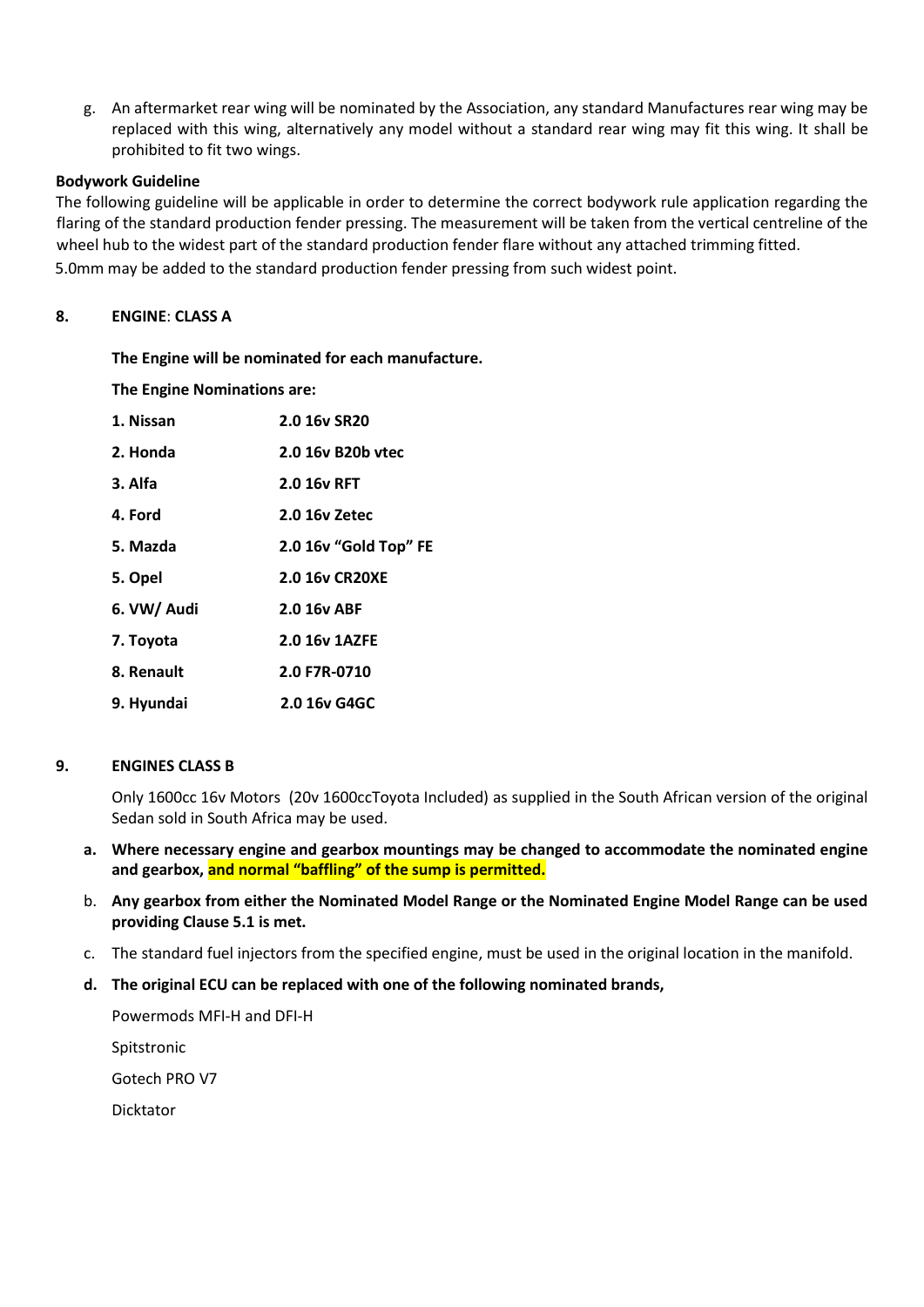g. An aftermarket rear wing will be nominated by the Association, any standard Manufactures rear wing may be replaced with this wing, alternatively any model without a standard rear wing may fit this wing. It shall be prohibited to fit two wings.

**Bodywork Guideline**

The following guideline will be applicable in order to determine the correct bodywork rule application regarding the flaring of the standard production fender pressing. The measurement will be taken from the vertical centreline of the wheel hub to the widest part of the standard production fender flare without any attached trimming fitted.
5.0mm may be added to the standard production fender pressing from such widest point.

**8. ENGINE: CLASS A**

**The Engine will be nominated for each manufacture.**

**The Engine Nominations are:**

| | |
|---|---|
| **1. Nissan** | **2.0 16v SR20** |
| **2. Honda** | **2.0 16v B20b vtec** |
| **3. Alfa** | **2.0 16v RFT** |
| **4. Ford** | **2.0 16v Zetec** |
| **5. Mazda** | **2.0 16v "Gold Top" FE** |
| **5. Opel** | **2.0 16v CR20XE** |
| **6. VW/ Audi** | **2.0 16v ABF** |
| **7. Toyota** | **2.0 16v 1AZFE** |
| **8. Renault** | **2.0 F7R-0710** |
| **9. Hyundai** | **2.0 16v G4GC** |

**9. ENGINES CLASS B**

Only 1600cc 16v Motors (20v 1600ccToyota Included) as supplied in the South African version of the original Sedan sold in South Africa may be used.

a. **Where necessary engine and gearbox mountings may be changed to accommodate the nominated engine and gearbox, and normal "baffling" of the sump is permitted.**

b. **Any gearbox from either the Nominated Model Range or the Nominated Engine Model Range can be used providing Clause 5.1 is met.**

c. The standard fuel injectors from the specified engine, must be used in the original location in the manifold.

d. **The original ECU can be replaced with one of the following nominated brands,**

Powermods MFI-H and DFI-H

Spitstronic

Gotech PRO V7

Dicktator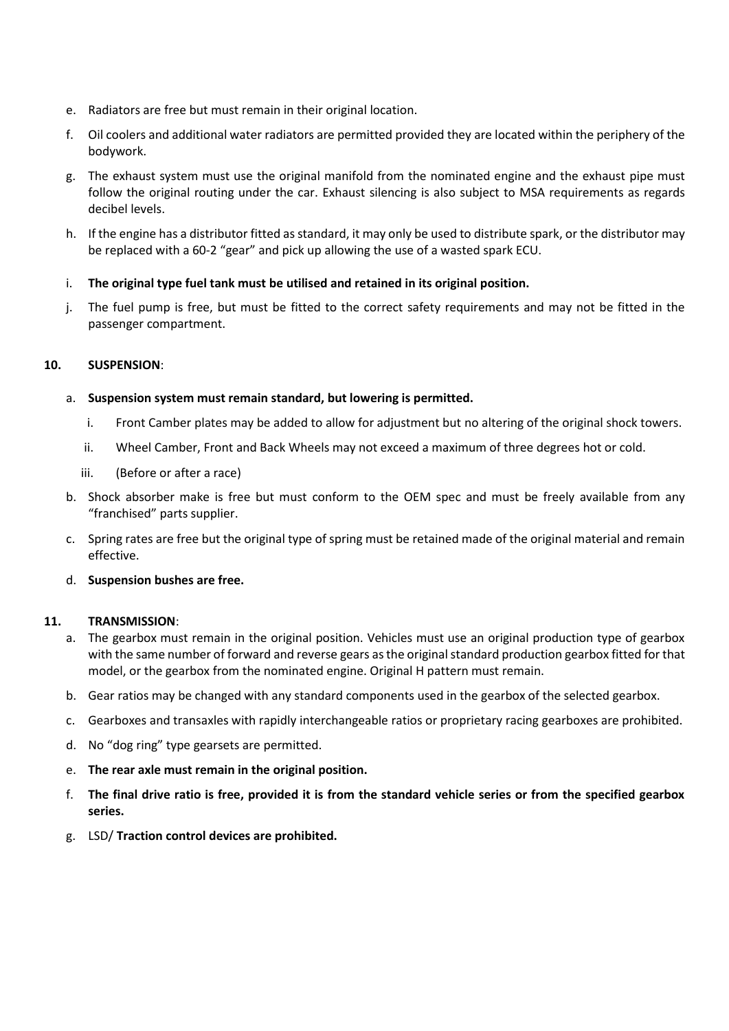e. Radiators are free but must remain in their original location.

f. Oil coolers and additional water radiators are permitted provided they are located within the periphery of the bodywork.

g. The exhaust system must use the original manifold from the nominated engine and the exhaust pipe must follow the original routing under the car. Exhaust silencing is also subject to MSA requirements as regards decibel levels.

h. If the engine has a distributor fitted as standard, it may only be used to distribute spark, or the distributor may be replaced with a 60-2 "gear" and pick up allowing the use of a wasted spark ECU.

i. **The original type fuel tank must be utilised and retained in its original position.**

j. The fuel pump is free, but must be fitted to the correct safety requirements and may not be fitted in the passenger compartment.

## 10. SUSPENSION:

a. **Suspension system must remain standard, but lowering is permitted.**

   i. Front Camber plates may be added to allow for adjustment but no altering of the original shock towers.

   ii. Wheel Camber, Front and Back Wheels may not exceed a maximum of three degrees hot or cold.

   iii. (Before or after a race)

b. Shock absorber make is free but must conform to the OEM spec and must be freely available from any "franchised" parts supplier.

c. Spring rates are free but the original type of spring must be retained made of the original material and remain effective.

d. **Suspension bushes are free.**

## 11. TRANSMISSION:

a. The gearbox must remain in the original position. Vehicles must use an original production type of gearbox with the same number of forward and reverse gears as the original standard production gearbox fitted for that model, or the gearbox from the nominated engine. Original H pattern must remain.

b. Gear ratios may be changed with any standard components used in the gearbox of the selected gearbox.

c. Gearboxes and transaxles with rapidly interchangeable ratios or proprietary racing gearboxes are prohibited.

d. No "dog ring" type gearsets are permitted.

e. **The rear axle must remain in the original position.**

f. **The final drive ratio is free, provided it is from the standard vehicle series or from the specified gearbox series.**

g. LSD/ **Traction control devices are prohibited.**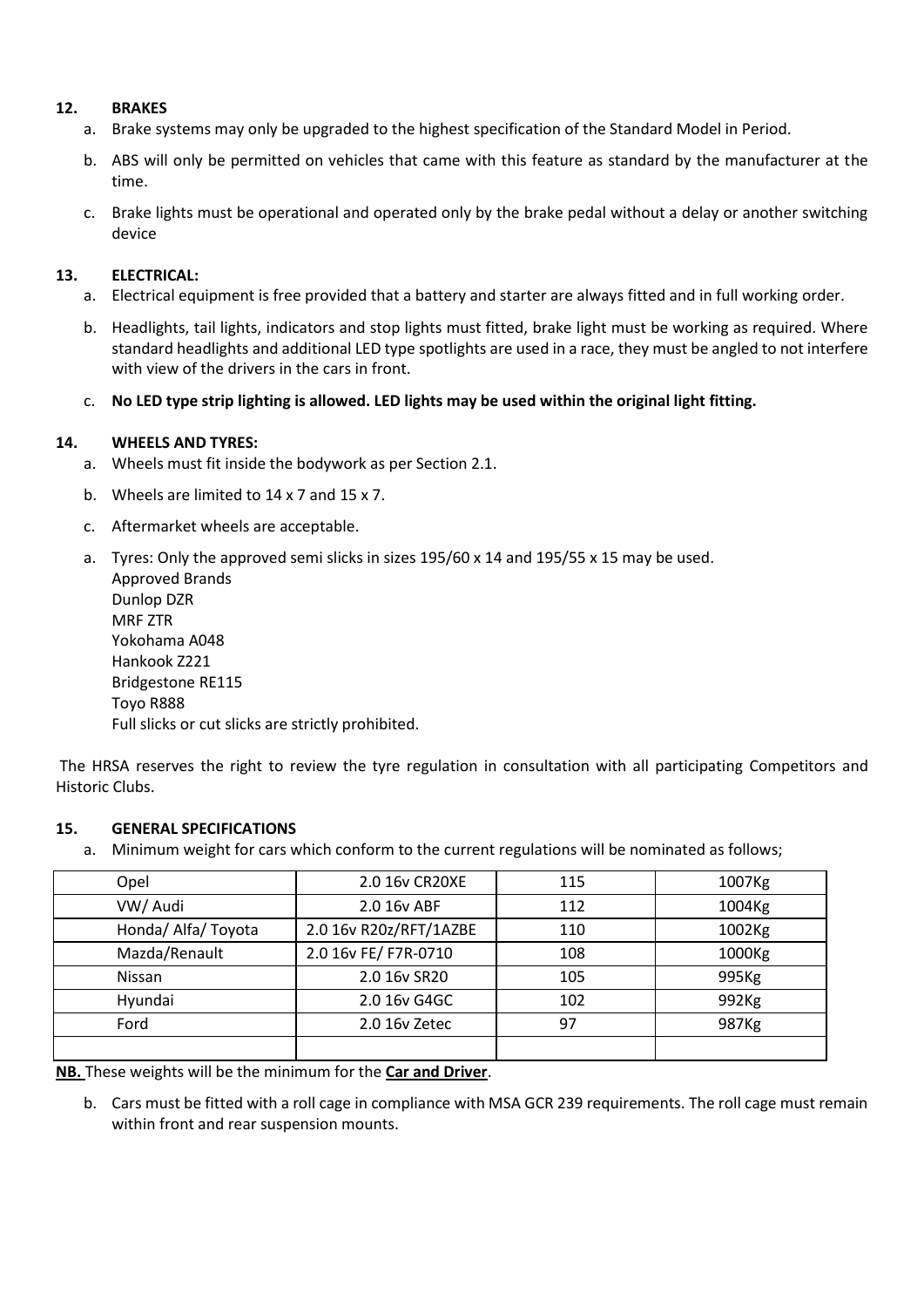**12. BRAKES**

a. Brake systems may only be upgraded to the highest specification of the Standard Model in Period.

b. ABS will only be permitted on vehicles that came with this feature as standard by the manufacturer at the time.

c. Brake lights must be operational and operated only by the brake pedal without a delay or another switching device

**13. ELECTRICAL:**

a. Electrical equipment is free provided that a battery and starter are always fitted and in full working order.

b. Headlights, tail lights, indicators and stop lights must fitted, brake light must be working as required. Where standard headlights and additional LED type spotlights are used in a race, they must be angled to not interfere with view of the drivers in the cars in front.

c. **No LED type strip lighting is allowed. LED lights may be used within the original light fitting.**

**14. WHEELS AND TYRES:**

a. Wheels must fit inside the bodywork as per Section 2.1.

b. Wheels are limited to 14 x 7 and 15 x 7.

c. Aftermarket wheels are acceptable.

a. Tyres: Only the approved semi slicks in sizes 195/60 x 14 and 195/55 x 15 may be used.
Approved Brands
Dunlop DZR
MRF ZTR
Yokohama A048
Hankook Z221
Bridgestone RE115
Toyo R888
Full slicks or cut slicks are strictly prohibited.

The HRSA reserves the right to review the tyre regulation in consultation with all participating Competitors and Historic Clubs.

**15. GENERAL SPECIFICATIONS**

a. Minimum weight for cars which conform to the current regulations will be nominated as follows;

| | | | |
|---|---|---|---|
| Opel | 2.0 16v CR20XE | 115 | 1007Kg |
| VW/ Audi | 2.0 16v ABF | 112 | 1004Kg |
| Honda/ Alfa/ Toyota | 2.0 16v R20z/RFT/1AZBE | 110 | 1002Kg |
| Mazda/Renault | 2.0 16v FE/ F7R-0710 | 108 | 1000Kg |
| Nissan | 2.0 16v SR20 | 105 | 995Kg |
| Hyundai | 2.0 16v G4GC | 102 | 992Kg |
| Ford | 2.0 16v Zetec | 97 | 987Kg |
| | | | |

**NB.** These weights will be the minimum for the **Car and Driver**.

b. Cars must be fitted with a roll cage in compliance with MSA GCR 239 requirements. The roll cage must remain within front and rear suspension mounts.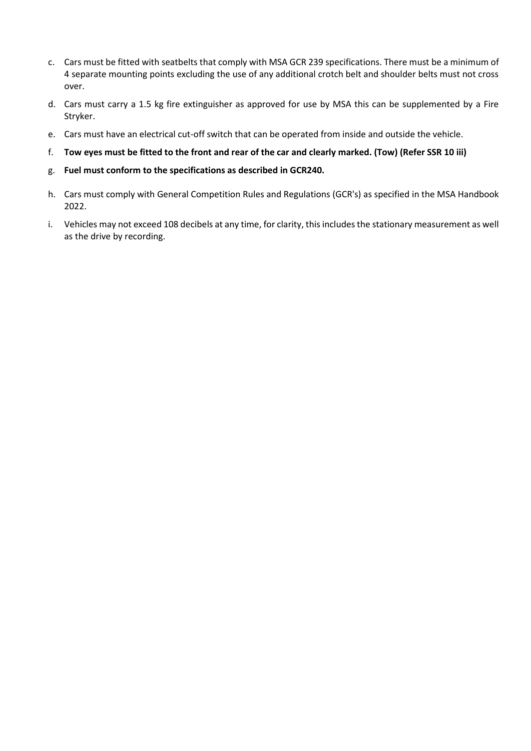c. Cars must be fitted with seatbelts that comply with MSA GCR 239 specifications. There must be a minimum of 4 separate mounting points excluding the use of any additional crotch belt and shoulder belts must not cross over.

d. Cars must carry a 1.5 kg fire extinguisher as approved for use by MSA this can be supplemented by a Fire Stryker.

e. Cars must have an electrical cut-off switch that can be operated from inside and outside the vehicle.

f. **Tow eyes must be fitted to the front and rear of the car and clearly marked. (Tow) (Refer SSR 10 iii)**

g. **Fuel must conform to the specifications as described in GCR240.**

h. Cars must comply with General Competition Rules and Regulations (GCR's) as specified in the MSA Handbook 2022.

i. Vehicles may not exceed 108 decibels at any time, for clarity, this includes the stationary measurement as well as the drive by recording.